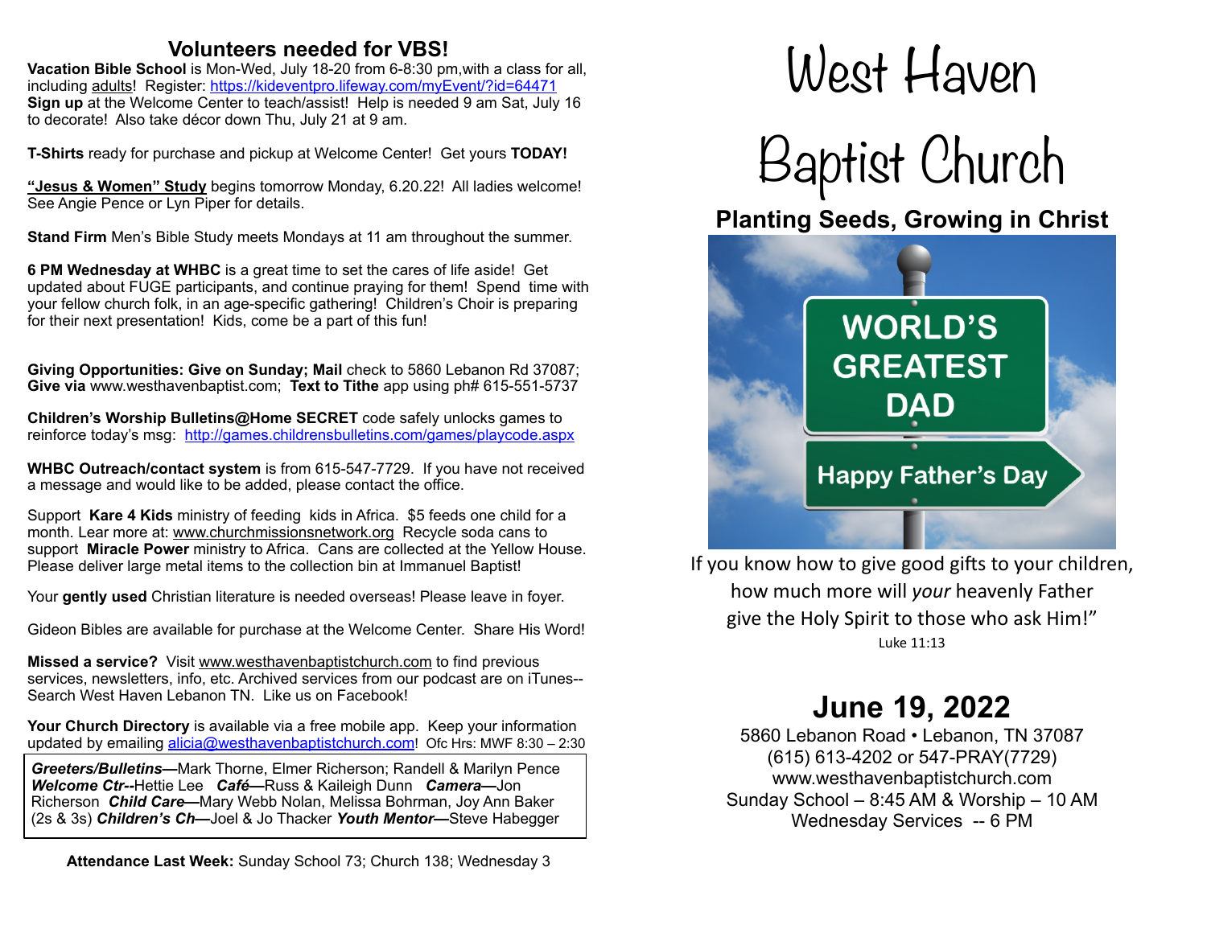## Volunteers needed for VBS!

**Vacation Bible School** is Mon-Wed, July 18-20 from 6-8:30 pm,with a class for all, including adults! Register: https://kideventpro.lifeway.com/myEvent/?id=64471 **Sign up** at the Welcome Center to teach/assist! Help is needed 9 am Sat, July 16 to decorate! Also take décor down Thu, July 21 at 9 am.

**T-Shirts** ready for purchase and pickup at Welcome Center! Get yours **TODAY!**

**"Jesus & Women" Study** begins tomorrow Monday, 6.20.22! All ladies welcome! See Angie Pence or Lyn Piper for details.

**Stand Firm** Men's Bible Study meets Mondays at 11 am throughout the summer.

**6 PM Wednesday at WHBC** is a great time to set the cares of life aside! Get updated about FUGE participants, and continue praying for them! Spend time with your fellow church folk, in an age-specific gathering! Children's Choir is preparing for their next presentation! Kids, come be a part of this fun!

**Giving Opportunities: Give on Sunday; Mail** check to 5860 Lebanon Rd 37087; **Give via** www.westhavenbaptist.com; **Text to Tithe** app using ph# 615-551-5737

**Children's Worship Bulletins@Home SECRET** code safely unlocks games to reinforce today's msg: http://games.childrensbulletins.com/games/playcode.aspx

**WHBC Outreach/contact system** is from 615-547-7729. If you have not received a message and would like to be added, please contact the office.

Support **Kare 4 Kids** ministry of feeding kids in Africa. $5 feeds one child for a month. Lear more at: www.churchmissionsnetwork.org Recycle soda cans to support **Miracle Power** ministry to Africa. Cans are collected at the Yellow House. Please deliver large metal items to the collection bin at Immanuel Baptist!

Your **gently used** Christian literature is needed overseas! Please leave in foyer.

Gideon Bibles are available for purchase at the Welcome Center. Share His Word!

**Missed a service?** Visit www.westhavenbaptistchurch.com to find previous services, newsletters, info, etc. Archived services from our podcast are on iTunes-- Search West Haven Lebanon TN. Like us on Facebook!

**Your Church Directory** is available via a free mobile app. Keep your information updated by emailing alicia@westhavenbaptistchurch.com! Ofc Hrs: MWF 8:30 – 2:30

***Greeters/Bulletins*****—**Mark Thorne, Elmer Richerson; Randell & Marilyn Pence ***Welcome Ctr--***Hettie Lee ***Café*****—**Russ & Kaileigh Dunn ***Camera*****—**Jon Richerson ***Child Care*****—**Mary Webb Nolan, Melissa Bohrman, Joy Ann Baker (2s & 3s) ***Children's Ch*****—**Joel & Jo Thacker ***Youth Mentor*****—**Steve Habegger

**Attendance Last Week:** Sunday School 73; Church 138; Wednesday 3

# West Haven Baptist Church

## Planting Seeds, Growing in Christ

WORLD'S GREATEST DAD

Happy Father's Day

If you know how to give good gifts to your children, how much more will *your* heavenly Father give the Holy Spirit to those who ask Him!"
Luke 11:13

## June 19, 2022

5860 Lebanon Road • Lebanon, TN 37087
(615) 613-4202 or 547-PRAY(7729)
www.westhavenbaptistchurch.com
Sunday School – 8:45 AM & Worship – 10 AM
Wednesday Services -- 6 PM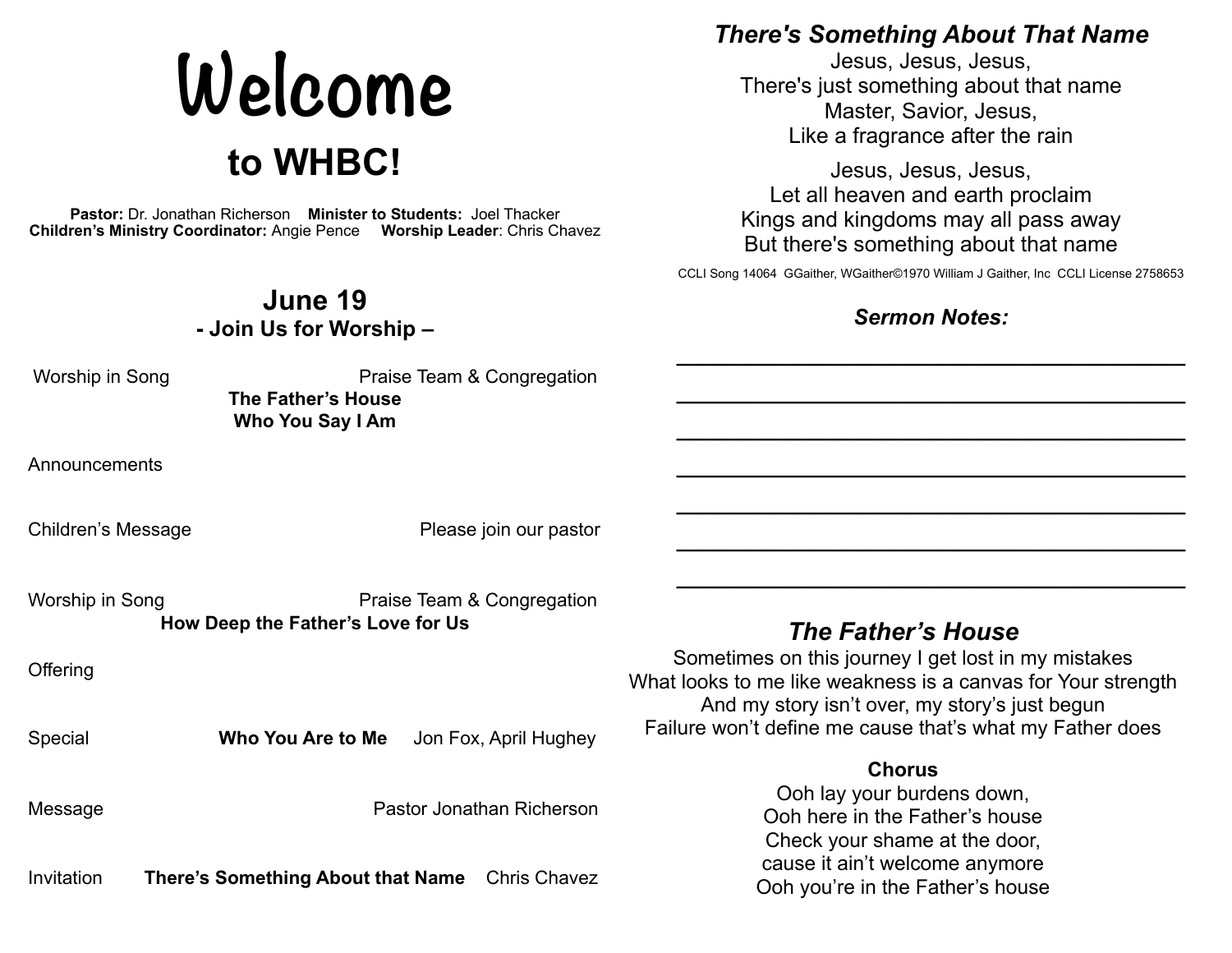# Welcome

## to WHBC!

**Pastor:** Dr. Jonathan Richerson **Minister to Students:** Joel Thacker
**Children's Ministry Coordinator:** Angie Pence **Worship Leader**: Chris Chavez

## June 19

### - Join Us for Worship –

Worship in Song — Praise Team & Congregation

**The Father's House**
**Who You Say I Am**

Announcements

Children's Message — Please join our pastor

Worship in Song — Praise Team & Congregation

**How Deep the Father's Love for Us**

Offering

Special — **Who You Are to Me** — Jon Fox, April Hughey

Message — Pastor Jonathan Richerson

Invitation — **There's Something About that Name** — Chris Chavez

### *There's Something About That Name*

Jesus, Jesus, Jesus,
There's just something about that name
Master, Savior, Jesus,
Like a fragrance after the rain

Jesus, Jesus, Jesus,
Let all heaven and earth proclaim
Kings and kingdoms may all pass away
But there's something about that name

CCLI Song 14064 GGaither, WGaither©1970 William J Gaither, Inc CCLI License 2758653

### *Sermon Notes:*

___________________________________________

___________________________________________

___________________________________________

___________________________________________

___________________________________________

___________________________________________

___________________________________________

### *The Father's House*

Sometimes on this journey I get lost in my mistakes
What looks to me like weakness is a canvas for Your strength
And my story isn't over, my story's just begun
Failure won't define me cause that's what my Father does

**Chorus**

Ooh lay your burdens down,
Ooh here in the Father's house
Check your shame at the door,
cause it ain't welcome anymore
Ooh you're in the Father's house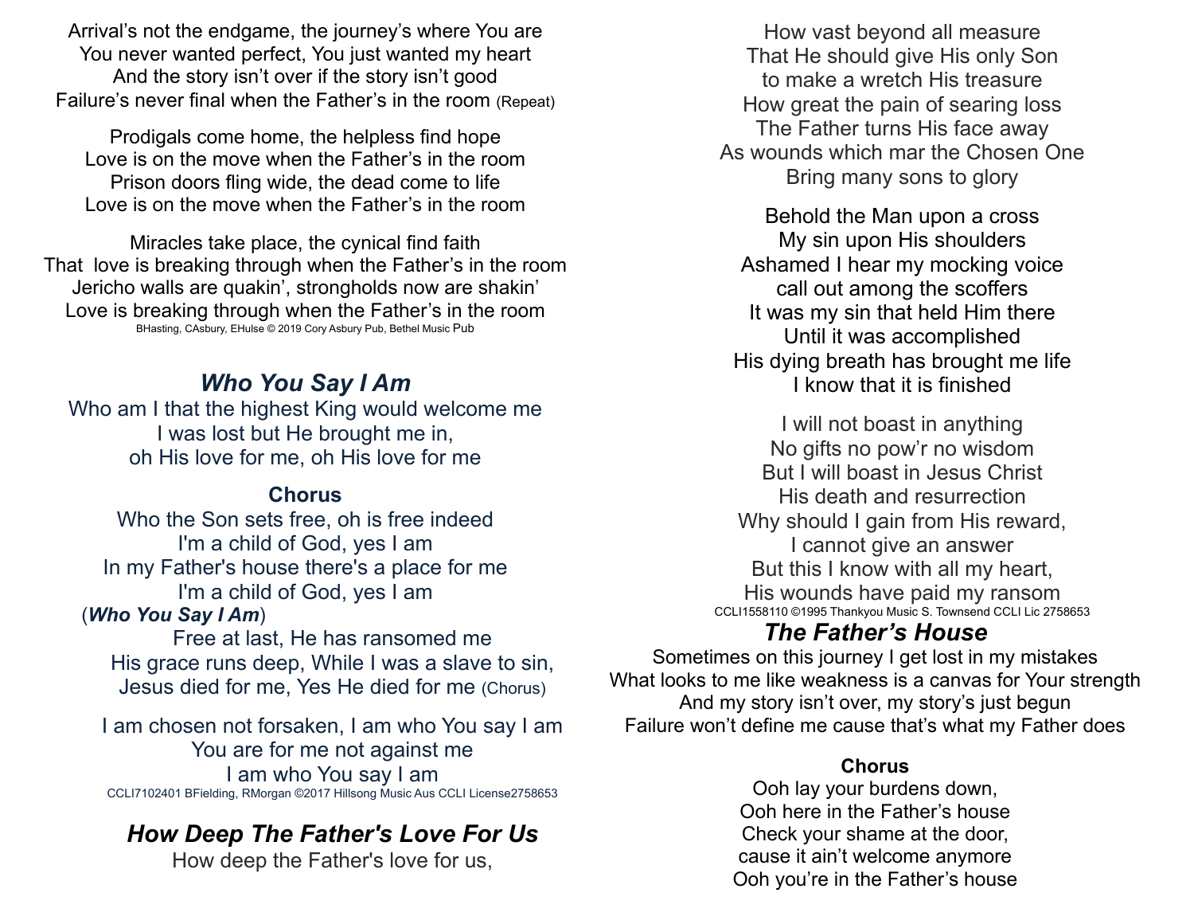Arrival's not the endgame, the journey's where You are
You never wanted perfect, You just wanted my heart
And the story isn't over if the story isn't good
Failure's never final when the Father's in the room (Repeat)

Prodigals come home, the helpless find hope
Love is on the move when the Father's in the room
Prison doors fling wide, the dead come to life
Love is on the move when the Father's in the room

Miracles take place, the cynical find faith
That love is breaking through when the Father's in the room
Jericho walls are quakin', strongholds now are shakin'
Love is breaking through when the Father's in the room
BHasting, CAsbury, EHulse © 2019 Cory Asbury Pub, Bethel Music Pub

## *Who You Say I Am*

Who am I that the highest King would welcome me
I was lost but He brought me in,
oh His love for me, oh His love for me

**Chorus**
Who the Son sets free, oh is free indeed
I'm a child of God, yes I am
In my Father's house there's a place for me
I'm a child of God, yes I am
(***Who You Say I Am***)
Free at last, He has ransomed me
His grace runs deep, While I was a slave to sin,
Jesus died for me, Yes He died for me (Chorus)

I am chosen not forsaken, I am who You say I am
You are for me not against me
I am who You say I am
CCLI7102401 BFielding, RMorgan ©2017 Hillsong Music Aus CCLI License2758653

## *How Deep The Father's Love For Us*

How deep the Father's love for us,
How vast beyond all measure
That He should give His only Son
to make a wretch His treasure
How great the pain of searing loss
The Father turns His face away
As wounds which mar the Chosen One
Bring many sons to glory

Behold the Man upon a cross
My sin upon His shoulders
Ashamed I hear my mocking voice
call out among the scoffers
It was my sin that held Him there
Until it was accomplished
His dying breath has brought me life
I know that it is finished

I will not boast in anything
No gifts no pow'r no wisdom
But I will boast in Jesus Christ
His death and resurrection
Why should I gain from His reward,
I cannot give an answer
But this I know with all my heart,
His wounds have paid my ransom
CCLI1558110 ©1995 Thankyou Music S. Townsend CCLI Lic 2758653

## *The Father's House*

Sometimes on this journey I get lost in my mistakes
What looks to me like weakness is a canvas for Your strength
And my story isn't over, my story's just begun
Failure won't define me cause that's what my Father does

**Chorus**
Ooh lay your burdens down,
Ooh here in the Father's house
Check your shame at the door,
cause it ain't welcome anymore
Ooh you're in the Father's house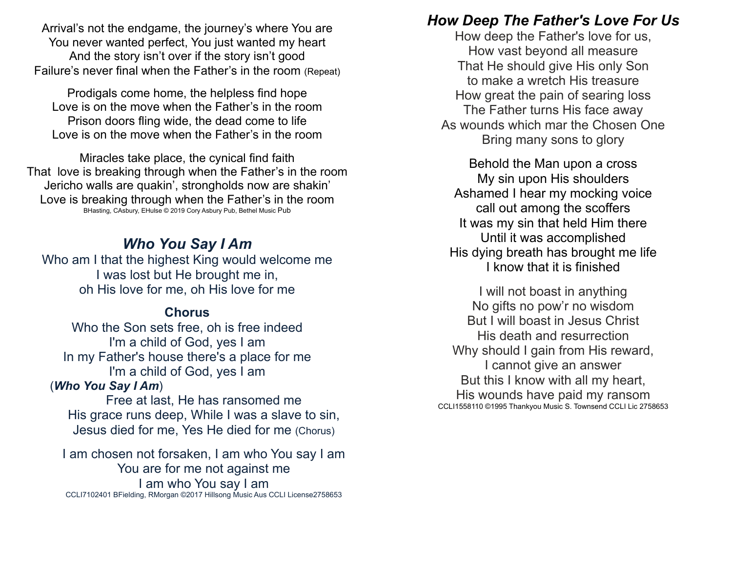Arrival's not the endgame, the journey's where You are
You never wanted perfect, You just wanted my heart
And the story isn't over if the story isn't good
Failure's never final when the Father's in the room (Repeat)

Prodigals come home, the helpless find hope
Love is on the move when the Father's in the room
Prison doors fling wide, the dead come to life
Love is on the move when the Father's in the room

Miracles take place, the cynical find faith
That love is breaking through when the Father's in the room
Jericho walls are quakin', strongholds now are shakin'
Love is breaking through when the Father's in the room
BHasting, CAsbury, EHulse © 2019 Cory Asbury Pub, Bethel Music Pub

## *Who You Say I Am*

Who am I that the highest King would welcome me
I was lost but He brought me in,
oh His love for me, oh His love for me

**Chorus**

Who the Son sets free, oh is free indeed
I'm a child of God, yes I am
In my Father's house there's a place for me
I'm a child of God, yes I am

(***Who You Say I Am***)

Free at last, He has ransomed me
His grace runs deep, While I was a slave to sin,
Jesus died for me, Yes He died for me (Chorus)

I am chosen not forsaken, I am who You say I am
You are for me not against me
I am who You say I am
CCLI7102401 BFielding, RMorgan ©2017 Hillsong Music Aus CCLI License2758653

## *How Deep The Father's Love For Us*

How deep the Father's love for us,
How vast beyond all measure
That He should give His only Son
to make a wretch His treasure
How great the pain of searing loss
The Father turns His face away
As wounds which mar the Chosen One
Bring many sons to glory

Behold the Man upon a cross
My sin upon His shoulders
Ashamed I hear my mocking voice
call out among the scoffers
It was my sin that held Him there
Until it was accomplished
His dying breath has brought me life
I know that it is finished

I will not boast in anything
No gifts no pow'r no wisdom
But I will boast in Jesus Christ
His death and resurrection
Why should I gain from His reward,
I cannot give an answer
But this I know with all my heart,
His wounds have paid my ransom
CCLI1558110 ©1995 Thankyou Music S. Townsend CCLI Lic 2758653